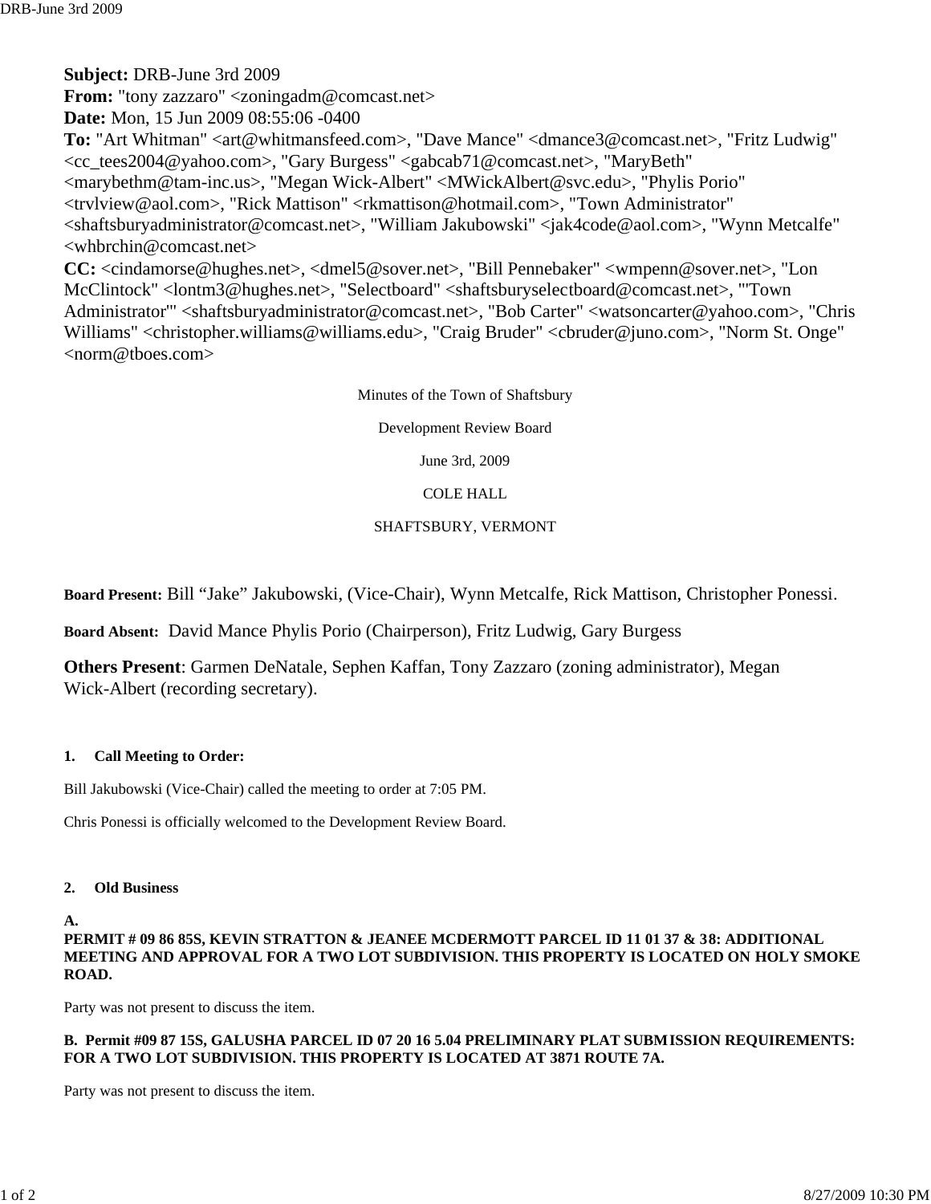**Subject:** DRB-June 3rd 2009
**From:** "tony zazzaro" <zoningadm@comcast.net>
**Date:** Mon, 15 Jun 2009 08:55:06 -0400
**To:** "Art Whitman" <art@whitmansfeed.com>, "Dave Mance" <dmance3@comcast.net>, "Fritz Ludwig" <cc_tees2004@yahoo.com>, "Gary Burgess" <gabcab71@comcast.net>, "MaryBeth" <marybethm@tam-inc.us>, "Megan Wick-Albert" <MWickAlbert@svc.edu>, "Phylis Porio" <trvlview@aol.com>, "Rick Mattison" <rkmattison@hotmail.com>, "Town Administrator" <shaftsburyadministrator@comcast.net>, "William Jakubowski" <jak4code@aol.com>, "Wynn Metcalfe" <whbrchin@comcast.net>
**CC:** <cindamorse@hughes.net>, <dmel5@sover.net>, "Bill Pennebaker" <wmpenn@sover.net>, "Lon McClintock" <lontm3@hughes.net>, "Selectboard" <shaftsburyselectboard@comcast.net>, "'Town Administrator'" <shaftsburyadministrator@comcast.net>, "Bob Carter" <watsoncarter@yahoo.com>, "Chris Williams" <christopher.williams@williams.edu>, "Craig Bruder" <cbruder@juno.com>, "Norm St. Onge" <norm@tboes.com>

Minutes of the Town of Shaftsbury

Development Review Board

June 3rd, 2009

COLE HALL

SHAFTSBURY, VERMONT

**Board Present:** Bill "Jake" Jakubowski, (Vice-Chair), Wynn Metcalfe, Rick Mattison, Christopher Ponessi.

**Board Absent:** David Mance Phylis Porio (Chairperson), Fritz Ludwig, Gary Burgess

**Others Present**: Garmen DeNatale, Sephen Kaffan, Tony Zazzaro (zoning administrator), Megan Wick-Albert (recording secretary).

**1. Call Meeting to Order:**

Bill Jakubowski (Vice-Chair) called the meeting to order at 7:05 PM.

Chris Ponessi is officially welcomed to the Development Review Board.

**2. Old Business**

**A.**
**PERMIT # 09 86 85S, KEVIN STRATTON & JEANEE MCDERMOTT PARCEL ID 11 01 37 & 38: ADDITIONAL MEETING AND APPROVAL FOR A TWO LOT SUBDIVISION. THIS PROPERTY IS LOCATED ON HOLY SMOKE ROAD.**

Party was not present to discuss the item.

**B. Permit #09 87 15S, GALUSHA PARCEL ID 07 20 16 5.04 PRELIMINARY PLAT SUBMISSION REQUIREMENTS: FOR A TWO LOT SUBDIVISION. THIS PROPERTY IS LOCATED AT 3871 ROUTE 7A.**

Party was not present to discuss the item.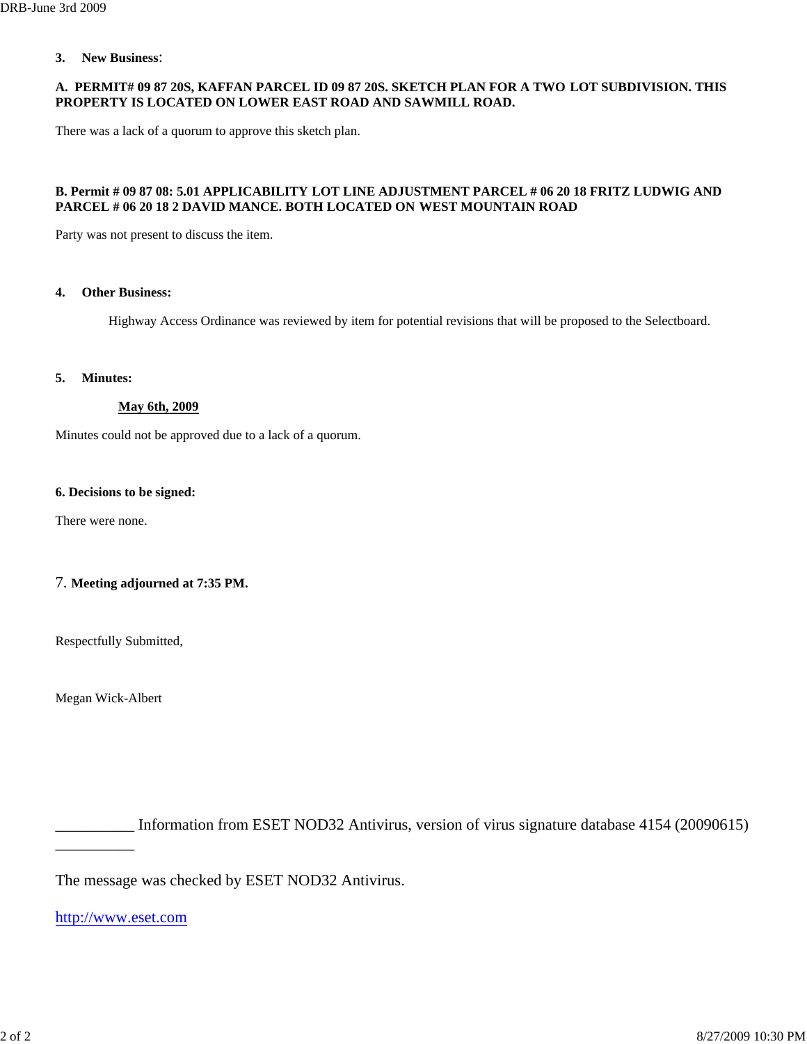**3. New Business**:

**A. PERMIT# 09 87 20S, KAFFAN PARCEL ID 09 87 20S. SKETCH PLAN FOR A TWO LOT SUBDIVISION. THIS PROPERTY IS LOCATED ON LOWER EAST ROAD AND SAWMILL ROAD.**

There was a lack of a quorum to approve this sketch plan.

**B. Permit # 09 87 08: 5.01 APPLICABILITY LOT LINE ADJUSTMENT PARCEL # 06 20 18 FRITZ LUDWIG AND PARCEL # 06 20 18 2 DAVID MANCE. BOTH LOCATED ON WEST MOUNTAIN ROAD**

Party was not present to discuss the item.

**4. Other Business:**

Highway Access Ordinance was reviewed by item for potential revisions that will be proposed to the Selectboard.

**5. Minutes:**

**May 6th, 2009**

Minutes could not be approved due to a lack of a quorum.

**6. Decisions to be signed:**

There were none.

7. **Meeting adjourned at 7:35 PM.**

Respectfully Submitted,

Megan Wick-Albert

__________ Information from ESET NOD32 Antivirus, version of virus signature database 4154 (20090615) __________

The message was checked by ESET NOD32 Antivirus.

http://www.eset.com